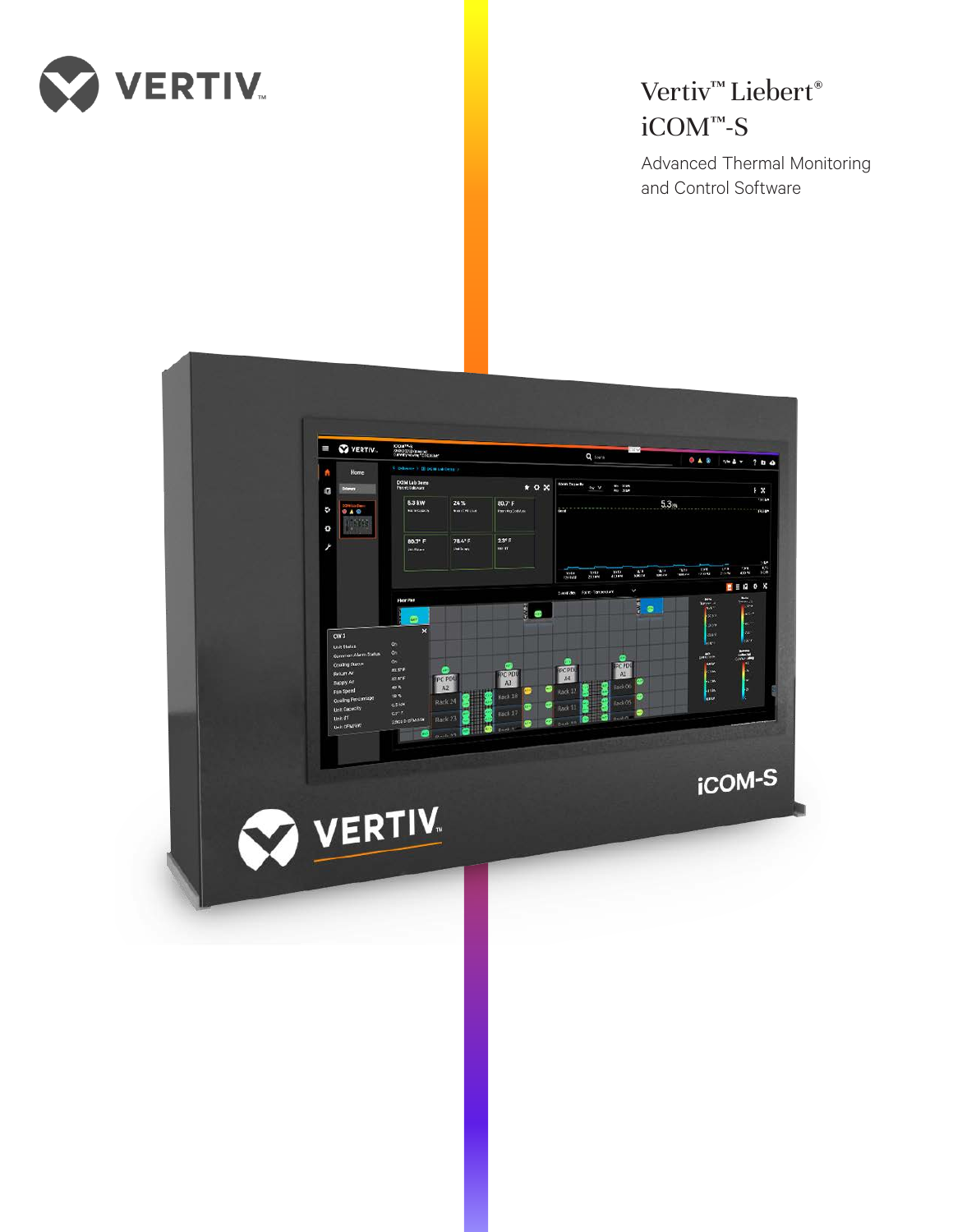# Vertiv™ Liebert® iCOM™-S

Advanced Thermal Monitoring and Control Software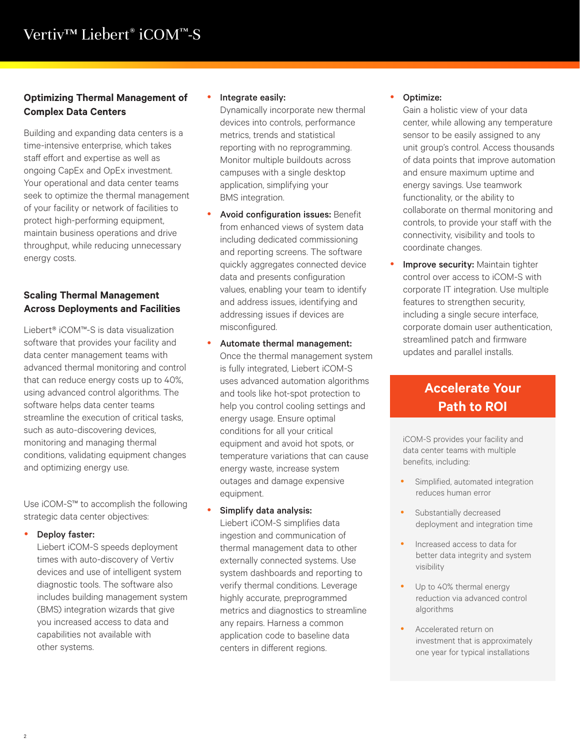# Vertiv™ Liebert® iCOM™-S

### Optimizing Thermal Management of Complex Data Centers

Building and expanding data centers is a time-intensive enterprise, which takes staff effort and expertise as well as ongoing CapEx and OpEx investment. Your operational and data center teams seek to optimize the thermal management of your facility or network of facilities to protect high-performing equipment, maintain business operations and drive throughput, while reducing unnecessary energy costs.

### Scaling Thermal Management Across Deployments and Facilities

Liebert® iCOM™-S is data visualization software that provides your facility and data center management teams with advanced thermal monitoring and control that can reduce energy costs up to 40%, using advanced control algorithms. The software helps data center teams streamline the execution of critical tasks, such as auto-discovering devices, monitoring and managing thermal conditions, validating equipment changes and optimizing energy use.

Use iCOM-S™ to accomplish the following strategic data center objectives:

- **Deploy faster:** Liebert iCOM-S speeds deployment times with auto-discovery of Vertiv devices and use of intelligent system diagnostic tools. The software also includes building management system (BMS) integration wizards that give you increased access to data and capabilities not available with other systems.
- **Integrate easily:** Dynamically incorporate new thermal devices into controls, performance metrics, trends and statistical reporting with no reprogramming. Monitor multiple buildouts across campuses with a single desktop application, simplifying your BMS integration.
- **Avoid configuration issues:** Benefit from enhanced views of system data including dedicated commissioning and reporting screens. The software quickly aggregates connected device data and presents configuration values, enabling your team to identify and address issues, identifying and addressing issues if devices are misconfigured.
- **Automate thermal management:** Once the thermal management system is fully integrated, Liebert iCOM-S uses advanced automation algorithms and tools like hot-spot protection to help you control cooling settings and energy usage. Ensure optimal conditions for all your critical equipment and avoid hot spots, or temperature variations that can cause energy waste, increase system outages and damage expensive equipment.
- **Simplify data analysis:** Liebert iCOM-S simplifies data ingestion and communication of thermal management data to other externally connected systems. Use system dashboards and reporting to verify thermal conditions. Leverage highly accurate, preprogrammed metrics and diagnostics to streamline any repairs. Harness a common application code to baseline data centers in different regions.
- **Optimize:** Gain a holistic view of your data center, while allowing any temperature sensor to be easily assigned to any unit group's control. Access thousands of data points that improve automation and ensure maximum uptime and energy savings. Use teamwork functionality, or the ability to collaborate on thermal monitoring and controls, to provide your staff with the connectivity, visibility and tools to coordinate changes.
- **Improve security:** Maintain tighter control over access to iCOM-S with corporate IT integration. Use multiple features to strengthen security, including a single secure interface, corporate domain user authentication, streamlined patch and firmware updates and parallel installs.

## Accelerate Your Path to ROI

iCOM-S provides your facility and data center teams with multiple benefits, including:

- Simplified, automated integration reduces human error
- Substantially decreased deployment and integration time
- Increased access to data for better data integrity and system visibility
- Up to 40% thermal energy reduction via advanced control algorithms
- Accelerated return on investment that is approximately one year for typical installations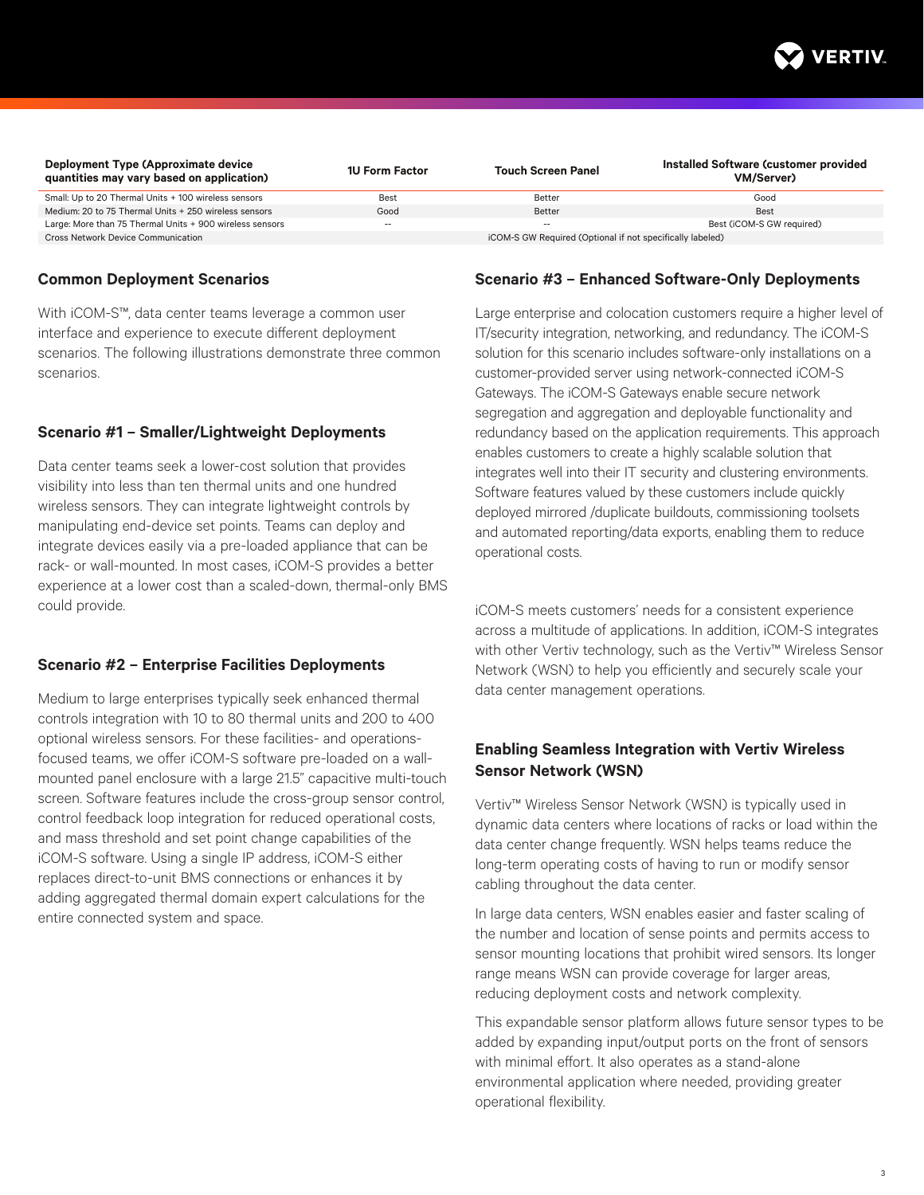| Deployment Type (Approximate device quantities may vary based on application) | 1U Form Factor | Touch Screen Panel | Installed Software (customer provided VM/Server) |
|---|---|---|---|
| Small: Up to 20 Thermal Units + 100 wireless sensors | Best | Better | Good |
| Medium: 20 to 75 Thermal Units + 250 wireless sensors | Good | Better | Best |
| Large: More than 75 Thermal Units + 900 wireless sensors | -- | -- | Best (iCOM-S GW required) |
| Cross Network Device Communication | iCOM-S GW Required (Optional if not specifically labeled) | | |

### Common Deployment Scenarios

With iCOM-S™, data center teams leverage a common user interface and experience to execute different deployment scenarios. The following illustrations demonstrate three common scenarios.

### Scenario #1 – Smaller/Lightweight Deployments

Data center teams seek a lower-cost solution that provides visibility into less than ten thermal units and one hundred wireless sensors. They can integrate lightweight controls by manipulating end-device set points. Teams can deploy and integrate devices easily via a pre-loaded appliance that can be rack- or wall-mounted. In most cases, iCOM-S provides a better experience at a lower cost than a scaled-down, thermal-only BMS could provide.

### Scenario #2 – Enterprise Facilities Deployments

Medium to large enterprises typically seek enhanced thermal controls integration with 10 to 80 thermal units and 200 to 400 optional wireless sensors. For these facilities- and operations-focused teams, we offer iCOM-S software pre-loaded on a wall-mounted panel enclosure with a large 21.5" capacitive multi-touch screen. Software features include the cross-group sensor control, control feedback loop integration for reduced operational costs, and mass threshold and set point change capabilities of the iCOM-S software. Using a single IP address, iCOM-S either replaces direct-to-unit BMS connections or enhances it by adding aggregated thermal domain expert calculations for the entire connected system and space.

### Scenario #3 – Enhanced Software-Only Deployments

Large enterprise and colocation customers require a higher level of IT/security integration, networking, and redundancy. The iCOM-S solution for this scenario includes software-only installations on a customer-provided server using network-connected iCOM-S Gateways. The iCOM-S Gateways enable secure network segregation and aggregation and deployable functionality and redundancy based on the application requirements. This approach enables customers to create a highly scalable solution that integrates well into their IT security and clustering environments. Software features valued by these customers include quickly deployed mirrored /duplicate buildouts, commissioning toolsets and automated reporting/data exports, enabling them to reduce operational costs.

iCOM-S meets customers' needs for a consistent experience across a multitude of applications. In addition, iCOM-S integrates with other Vertiv technology, such as the Vertiv™ Wireless Sensor Network (WSN) to help you efficiently and securely scale your data center management operations.

### Enabling Seamless Integration with Vertiv Wireless Sensor Network (WSN)

Vertiv™ Wireless Sensor Network (WSN) is typically used in dynamic data centers where locations of racks or load within the data center change frequently. WSN helps teams reduce the long-term operating costs of having to run or modify sensor cabling throughout the data center.

In large data centers, WSN enables easier and faster scaling of the number and location of sense points and permits access to sensor mounting locations that prohibit wired sensors. Its longer range means WSN can provide coverage for larger areas, reducing deployment costs and network complexity.

This expandable sensor platform allows future sensor types to be added by expanding input/output ports on the front of sensors with minimal effort. It also operates as a stand-alone environmental application where needed, providing greater operational flexibility.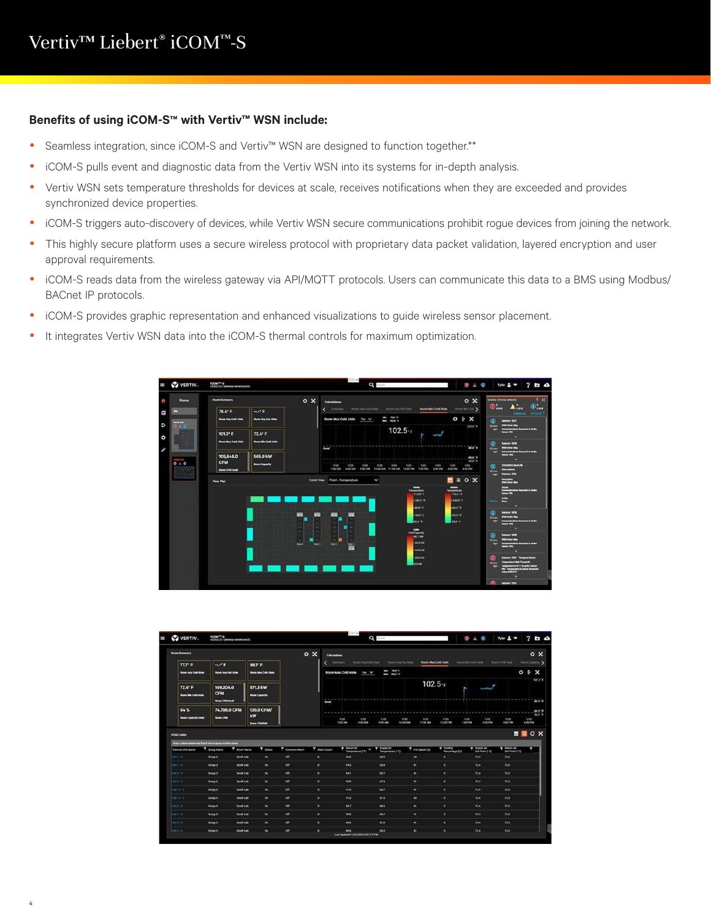## Benefits of using iCOM-S™ with Vertiv™ WSN include:

- Seamless integration, since iCOM-S and Vertiv™ WSN are designed to function together.**
- iCOM-S pulls event and diagnostic data from the Vertiv WSN into its systems for in-depth analysis.
- Vertiv WSN sets temperature thresholds for devices at scale, receives notifications when they are exceeded and provides synchronized device properties.
- iCOM-S triggers auto-discovery of devices, while Vertiv WSN secure communications prohibit rogue devices from joining the network.
- This highly secure platform uses a secure wireless protocol with proprietary data packet validation, layered encryption and user approval requirements.
- iCOM-S reads data from the wireless gateway via API/MQTT protocols. Users can communicate this data to a BMS using Modbus/BACnet IP protocols.
- iCOM-S provides graphic representation and enhanced visualizations to guide wireless sensor placement.
- It integrates Vertiv WSN data into the iCOM-S thermal controls for maximum optimization.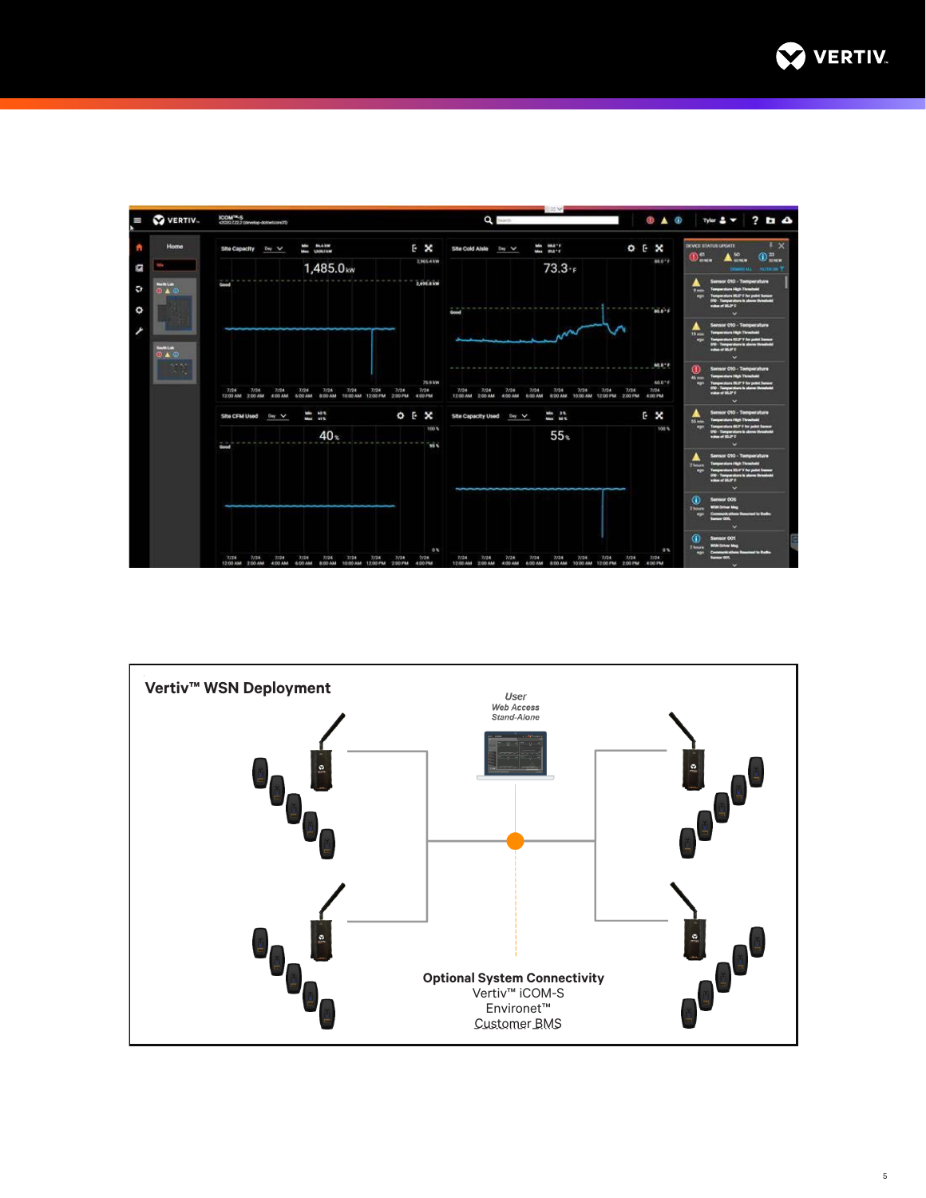## Vertiv™ WSN Deployment

*User*
*Web Access*
*Stand-Alone*

**Optional System Connectivity**
Vertiv™ iCOM-S
Environet™
Customer BMS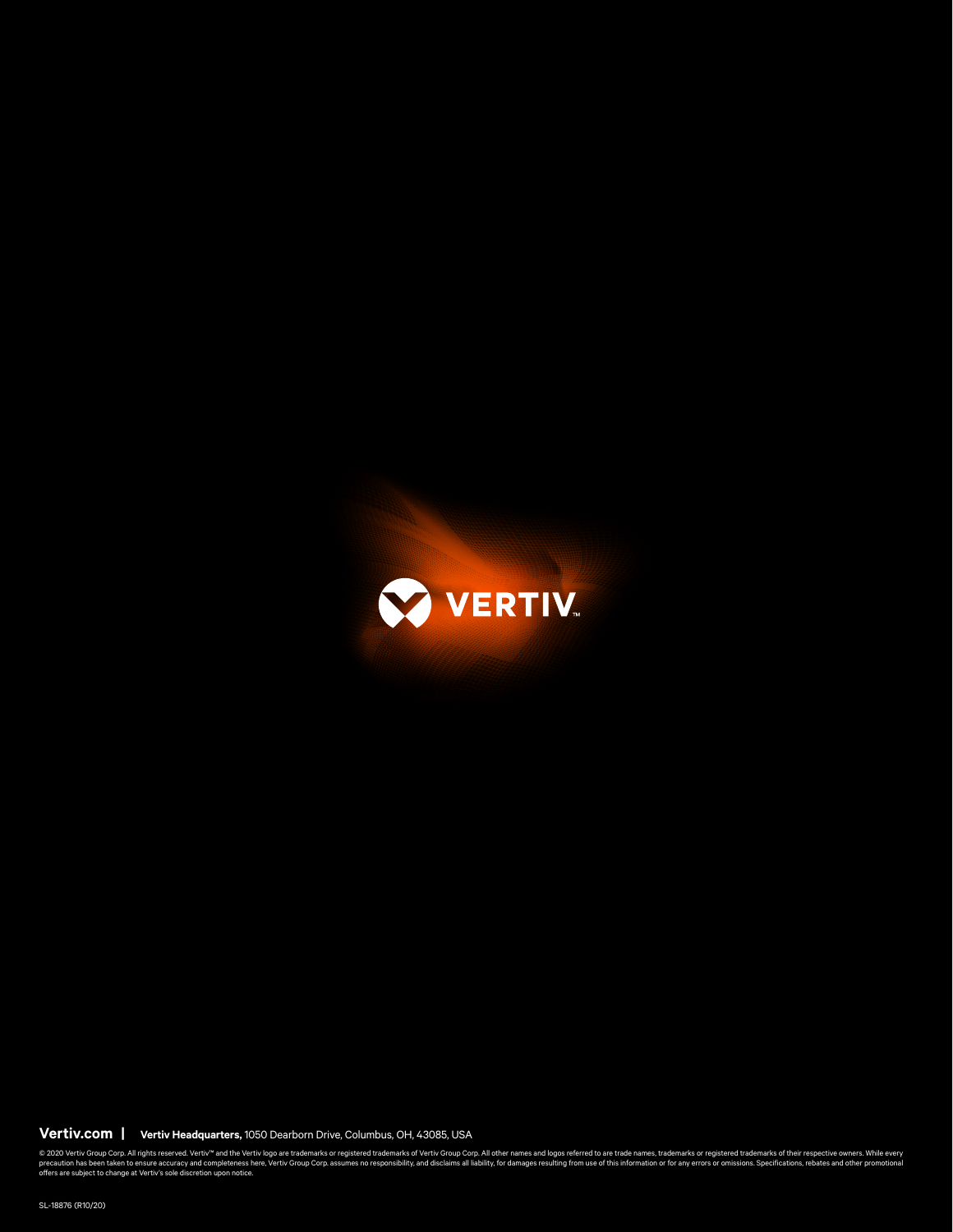VERTIV.

**Vertiv.com** | **Vertiv Headquarters,** 1050 Dearborn Drive, Columbus, OH, 43085, USA

© 2020 Vertiv Group Corp. All rights reserved. Vertiv™ and the Vertiv logo are trademarks or registered trademarks of Vertiv Group Corp. All other names and logos referred to are trade names, trademarks or registered trademarks of their respective owners. While every precaution has been taken to ensure accuracy and completeness here, Vertiv Group Corp. assumes no responsibility, and disclaims all liability, for damages resulting from use of this information or for any errors or omissions. Specifications, rebates and other promotional offers are subject to change at Vertiv's sole discretion upon notice.

SL-18876 (R10/20)